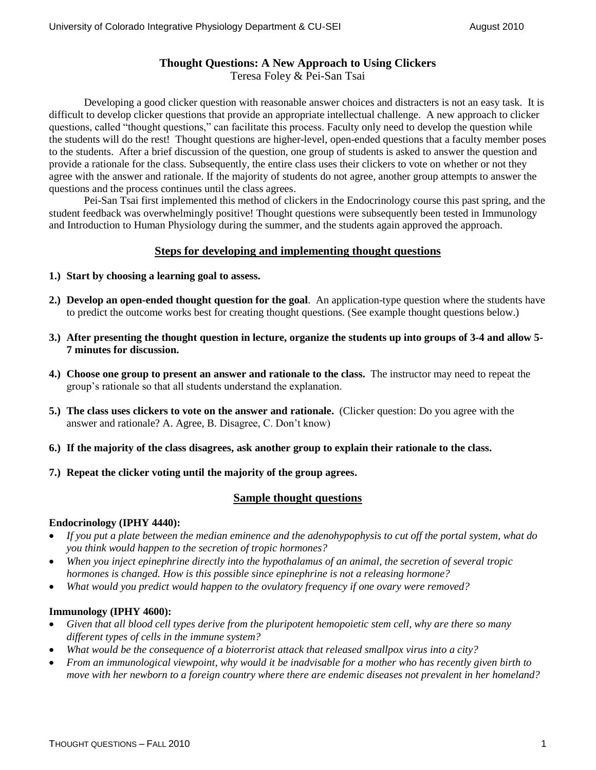# Thought Questions: A New Approach to Using Clickers

Teresa Foley & Pei-San Tsai

Developing a good clicker question with reasonable answer choices and distracters is not an easy task. It is difficult to develop clicker questions that provide an appropriate intellectual challenge. A new approach to clicker questions, called "thought questions," can facilitate this process. Faculty only need to develop the question while the students will do the rest! Thought questions are higher-level, open-ended questions that a faculty member poses to the students. After a brief discussion of the question, one group of students is asked to answer the question and provide a rationale for the class. Subsequently, the entire class uses their clickers to vote on whether or not they agree with the answer and rationale. If the majority of students do not agree, another group attempts to answer the questions and the process continues until the class agrees.

Pei-San Tsai first implemented this method of clickers in the Endocrinology course this past spring, and the student feedback was overwhelmingly positive! Thought questions were subsequently been tested in Immunology and Introduction to Human Physiology during the summer, and the students again approved the approach.

## Steps for developing and implementing thought questions

1.) **Start by choosing a learning goal to assess.**

2.) **Develop an open-ended thought question for the goal**. An application-type question where the students have to predict the outcome works best for creating thought questions. (See example thought questions below.)

3.) **After presenting the thought question in lecture, organize the students up into groups of 3-4 and allow 5-7 minutes for discussion.**

4.) **Choose one group to present an answer and rationale to the class.** The instructor may need to repeat the group's rationale so that all students understand the explanation.

5.) **The class uses clickers to vote on the answer and rationale.** (Clicker question: Do you agree with the answer and rationale? A. Agree, B. Disagree, C. Don't know)

6.) **If the majority of the class disagrees, ask another group to explain their rationale to the class.**

7.) **Repeat the clicker voting until the majority of the group agrees.**

## Sample thought questions

**Endocrinology (IPHY 4440):**

- *If you put a plate between the median eminence and the adenohypophysis to cut off the portal system, what do you think would happen to the secretion of tropic hormones?*
- *When you inject epinephrine directly into the hypothalamus of an animal, the secretion of several tropic hormones is changed. How is this possible since epinephrine is not a releasing hormone?*
- *What would you predict would happen to the ovulatory frequency if one ovary were removed?*

**Immunology (IPHY 4600):**

- *Given that all blood cell types derive from the pluripotent hemopoietic stem cell, why are there so many different types of cells in the immune system?*
- *What would be the consequence of a bioterrorist attack that released smallpox virus into a city?*
- *From an immunological viewpoint, why would it be inadvisable for a mother who has recently given birth to move with her newborn to a foreign country where there are endemic diseases not prevalent in her homeland?*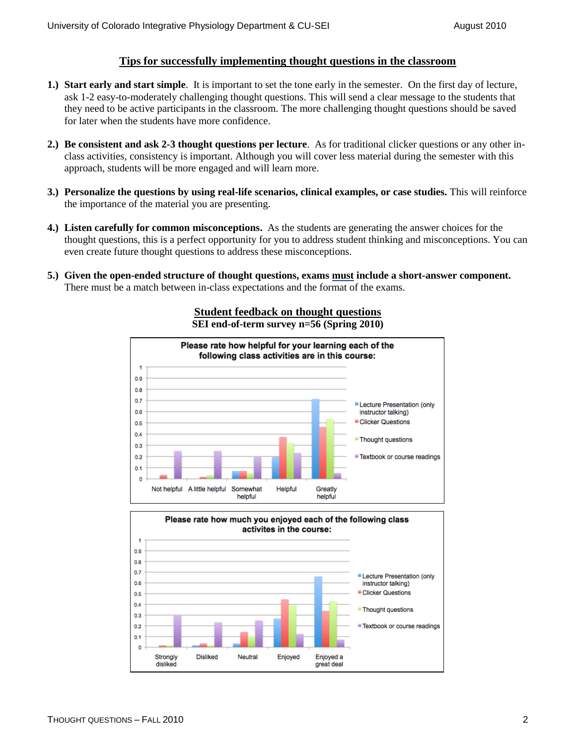## Tips for successfully implementing thought questions in the classroom

1.) **Start early and start simple**. It is important to set the tone early in the semester. On the first day of lecture, ask 1-2 easy-to-moderately challenging thought questions. This will send a clear message to the students that they need to be active participants in the classroom. The more challenging thought questions should be saved for later when the students have more confidence.

2.) **Be consistent and ask 2-3 thought questions per lecture**. As for traditional clicker questions or any other in-class activities, consistency is important. Although you will cover less material during the semester with this approach, students will be more engaged and will learn more.

3.) **Personalize the questions by using real-life scenarios, clinical examples, or case studies.** This will reinforce the importance of the material you are presenting.

4.) **Listen carefully for common misconceptions.** As the students are generating the answer choices for the thought questions, this is a perfect opportunity for you to address student thinking and misconceptions. You can even create future thought questions to address these misconceptions.

5.) **Given the open-ended structure of thought questions, exams must include a short-answer component.** There must be a match between in-class expectations and the format of the exams.

## Student feedback on thought questions

**SEI end-of-term survey n=56 (Spring 2010)**

Please rate how helpful for your learning each of the following class activities are in this course:

0, 0.1, 0.2, 0.3, 0.4, 0.5, 0.6, 0.7, 0.8, 0.9, 1

Not helpful, A little helpful, Somewhat helpful, Helpful, Greatly helpful

Lecture Presentation (only instructor talking)
Clicker Questions
Thought questions
Textbook or course readings

Please rate how much you enjoyed each of the following class activites in the course:

0, 0.1, 0.2, 0.3, 0.4, 0.5, 0.6, 0.7, 0.8, 0.9, 1

Strongly disliked, Disliked, Neutral, Enjoyed, Enjoyed a great deal

Lecture Presentation (only instructor talking)
Clicker Questions
Thought questions
Textbook or course readings